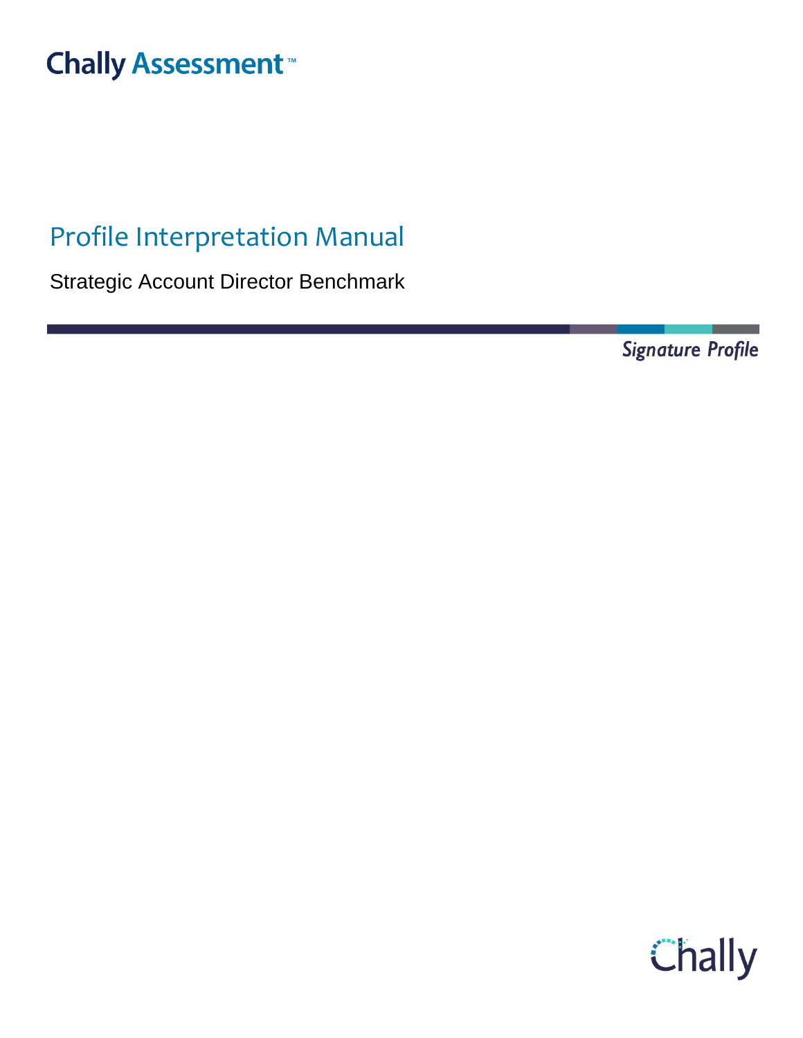Chally Assessment™

# Profile Interpretation Manual

Strategic Account Director Benchmark

*Signature Profile*

Chally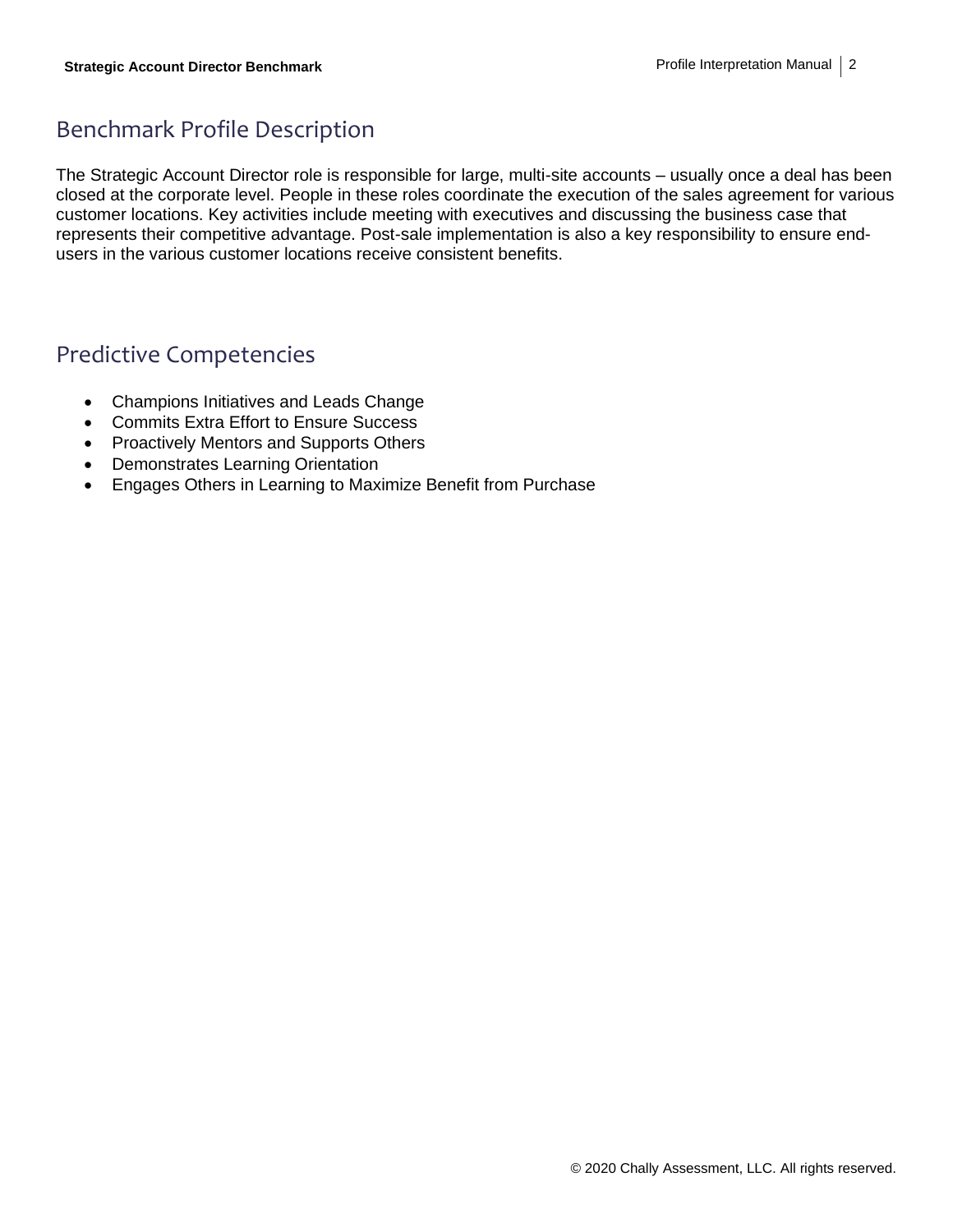## Benchmark Profile Description

The Strategic Account Director role is responsible for large, multi-site accounts – usually once a deal has been closed at the corporate level. People in these roles coordinate the execution of the sales agreement for various customer locations. Key activities include meeting with executives and discussing the business case that represents their competitive advantage. Post-sale implementation is also a key responsibility to ensure end-users in the various customer locations receive consistent benefits.

## Predictive Competencies

- Champions Initiatives and Leads Change
- Commits Extra Effort to Ensure Success
- Proactively Mentors and Supports Others
- Demonstrates Learning Orientation
- Engages Others in Learning to Maximize Benefit from Purchase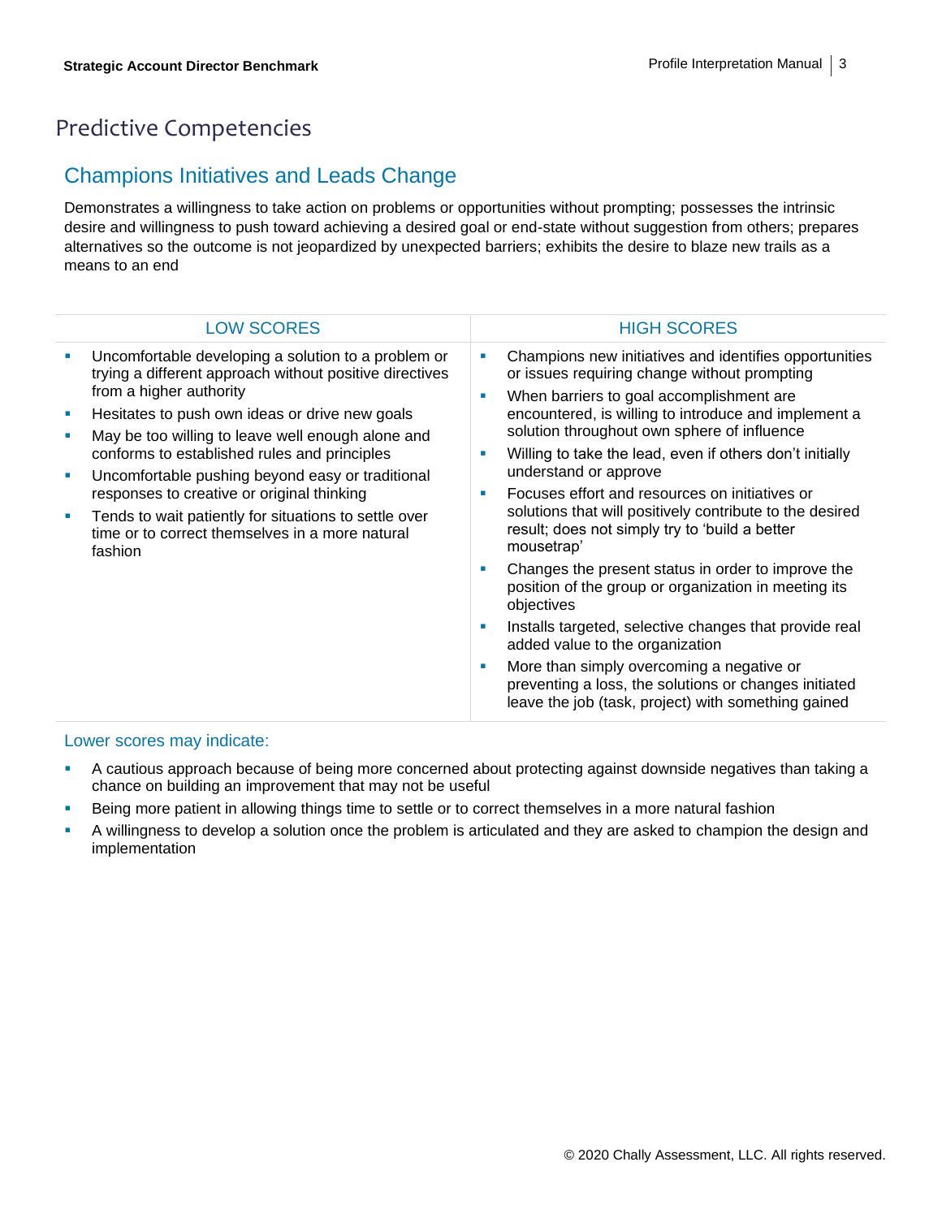# Predictive Competencies

## Champions Initiatives and Leads Change

Demonstrates a willingness to take action on problems or opportunities without prompting; possesses the intrinsic desire and willingness to push toward achieving a desired goal or end-state without suggestion from others; prepares alternatives so the outcome is not jeopardized by unexpected barriers; exhibits the desire to blaze new trails as a means to an end

| LOW SCORES | HIGH SCORES |
|---|---|
| ▪ Uncomfortable developing a solution to a problem or trying a different approach without positive directives from a higher authority<br>▪ Hesitates to push own ideas or drive new goals<br>▪ May be too willing to leave well enough alone and conforms to established rules and principles<br>▪ Uncomfortable pushing beyond easy or traditional responses to creative or original thinking<br>▪ Tends to wait patiently for situations to settle over time or to correct themselves in a more natural fashion | ▪ Champions new initiatives and identifies opportunities or issues requiring change without prompting<br>▪ When barriers to goal accomplishment are encountered, is willing to introduce and implement a solution throughout own sphere of influence<br>▪ Willing to take the lead, even if others don't initially understand or approve<br>▪ Focuses effort and resources on initiatives or solutions that will positively contribute to the desired result; does not simply try to 'build a better mousetrap'<br>▪ Changes the present status in order to improve the position of the group or organization in meeting its objectives<br>▪ Installs targeted, selective changes that provide real added value to the organization<br>▪ More than simply overcoming a negative or preventing a loss, the solutions or changes initiated leave the job (task, project) with something gained |

### Lower scores may indicate:

- A cautious approach because of being more concerned about protecting against downside negatives than taking a chance on building an improvement that may not be useful
- Being more patient in allowing things time to settle or to correct themselves in a more natural fashion
- A willingness to develop a solution once the problem is articulated and they are asked to champion the design and implementation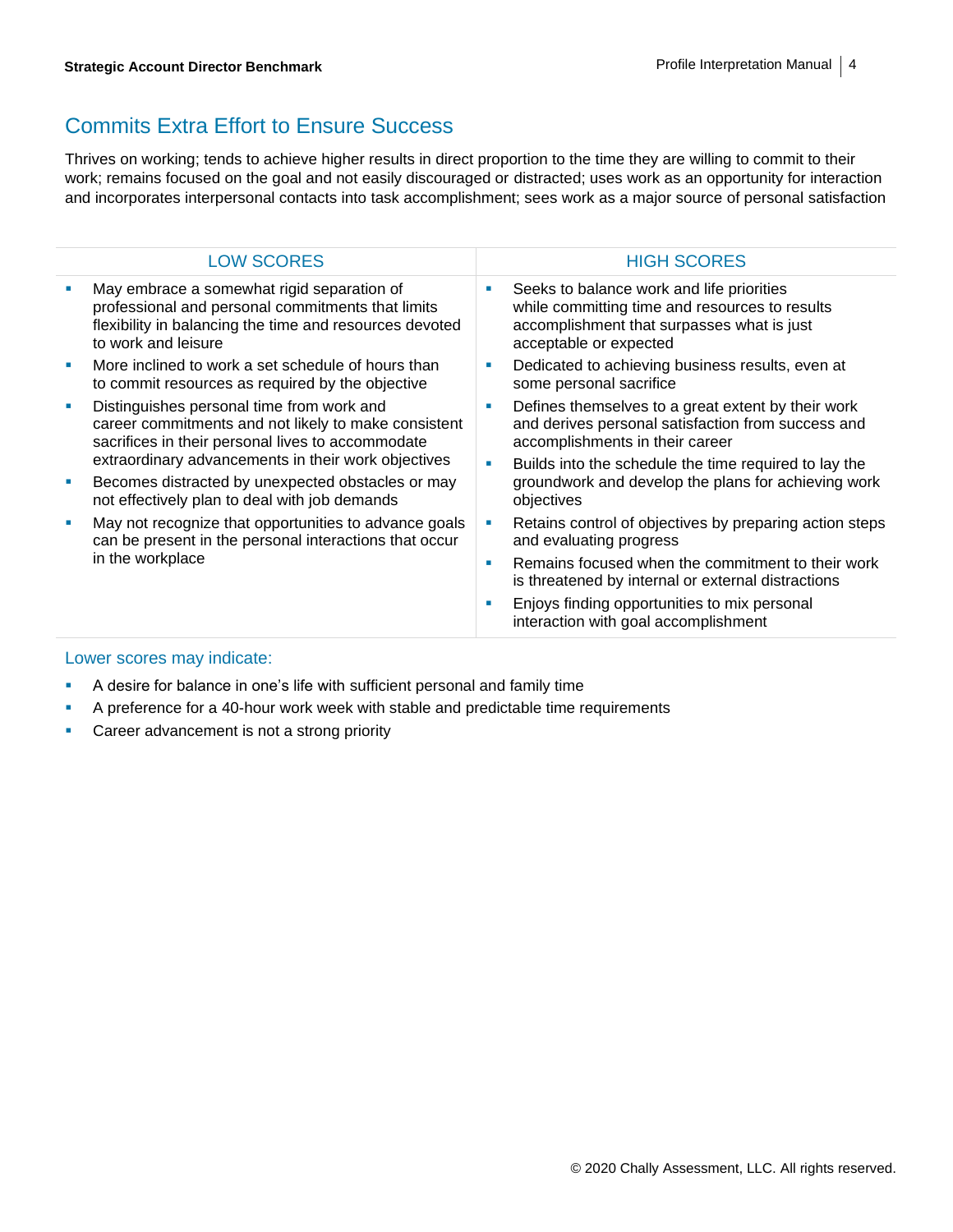## Commits Extra Effort to Ensure Success

Thrives on working; tends to achieve higher results in direct proportion to the time they are willing to commit to their work; remains focused on the goal and not easily discouraged or distracted; uses work as an opportunity for interaction and incorporates interpersonal contacts into task accomplishment; sees work as a major source of personal satisfaction

| LOW SCORES | HIGH SCORES |
|---|---|
| ▪ May embrace a somewhat rigid separation of professional and personal commitments that limits flexibility in balancing the time and resources devoted to work and leisure<br>▪ More inclined to work a set schedule of hours than to commit resources as required by the objective<br>▪ Distinguishes personal time from work and career commitments and not likely to make consistent sacrifices in their personal lives to accommodate extraordinary advancements in their work objectives<br>▪ Becomes distracted by unexpected obstacles or may not effectively plan to deal with job demands<br>▪ May not recognize that opportunities to advance goals can be present in the personal interactions that occur in the workplace | ▪ Seeks to balance work and life priorities while committing time and resources to results accomplishment that surpasses what is just acceptable or expected<br>▪ Dedicated to achieving business results, even at some personal sacrifice<br>▪ Defines themselves to a great extent by their work and derives personal satisfaction from success and accomplishments in their career<br>▪ Builds into the schedule the time required to lay the groundwork and develop the plans for achieving work objectives<br>▪ Retains control of objectives by preparing action steps and evaluating progress<br>▪ Remains focused when the commitment to their work is threatened by internal or external distractions<br>▪ Enjoys finding opportunities to mix personal interaction with goal accomplishment |

### Lower scores may indicate:

- A desire for balance in one's life with sufficient personal and family time
- A preference for a 40-hour work week with stable and predictable time requirements
- Career advancement is not a strong priority

© 2020 Chally Assessment, LLC. All rights reserved.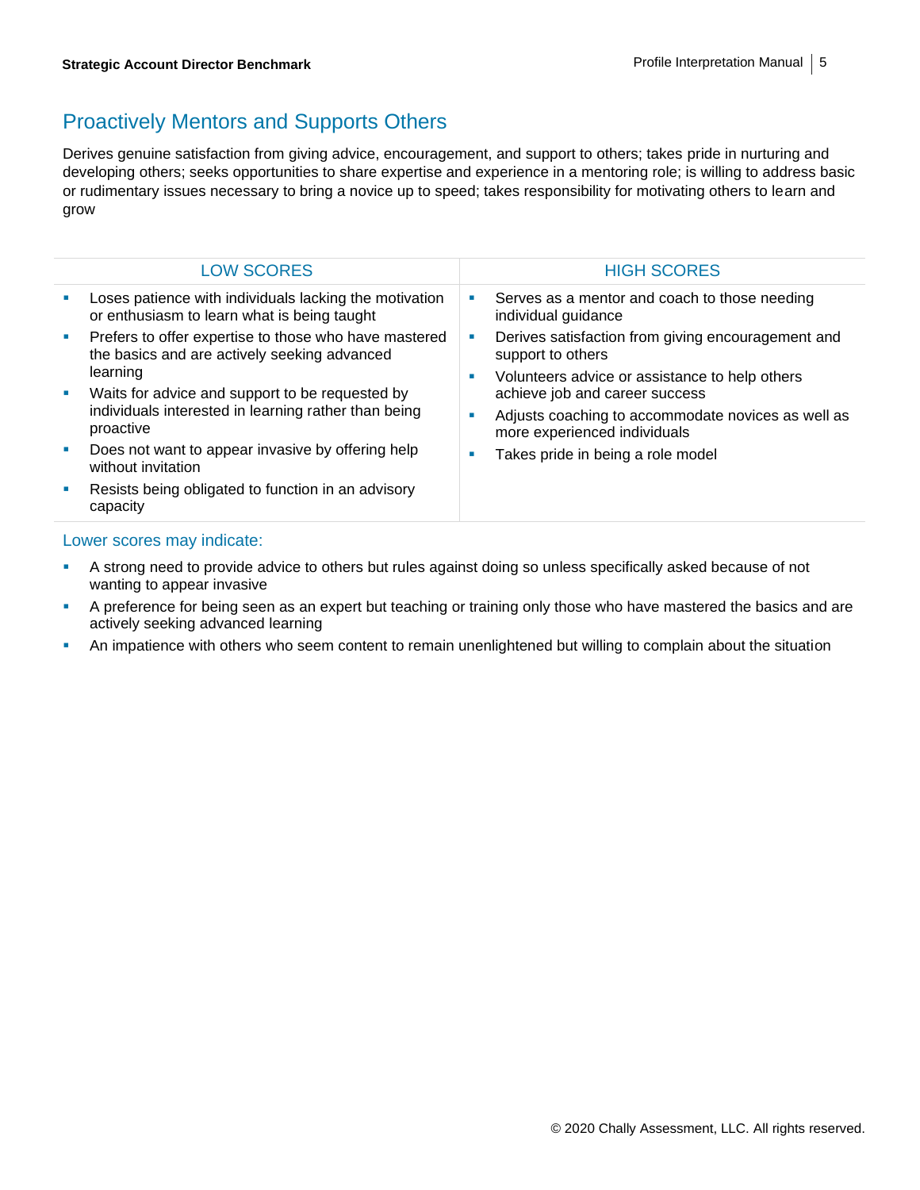## Proactively Mentors and Supports Others

Derives genuine satisfaction from giving advice, encouragement, and support to others; takes pride in nurturing and developing others; seeks opportunities to share expertise and experience in a mentoring role; is willing to address basic or rudimentary issues necessary to bring a novice up to speed; takes responsibility for motivating others to learn and grow

| LOW SCORES | HIGH SCORES |
| --- | --- |
| ▪ Loses patience with individuals lacking the motivation or enthusiasm to learn what is being taught<br>▪ Prefers to offer expertise to those who have mastered the basics and are actively seeking advanced learning<br>▪ Waits for advice and support to be requested by individuals interested in learning rather than being proactive<br>▪ Does not want to appear invasive by offering help without invitation<br>▪ Resists being obligated to function in an advisory capacity | ▪ Serves as a mentor and coach to those needing individual guidance<br>▪ Derives satisfaction from giving encouragement and support to others<br>▪ Volunteers advice or assistance to help others achieve job and career success<br>▪ Adjusts coaching to accommodate novices as well as more experienced individuals<br>▪ Takes pride in being a role model |

### Lower scores may indicate:

- A strong need to provide advice to others but rules against doing so unless specifically asked because of not wanting to appear invasive
- A preference for being seen as an expert but teaching or training only those who have mastered the basics and are actively seeking advanced learning
- An impatience with others who seem content to remain unenlightened but willing to complain about the situation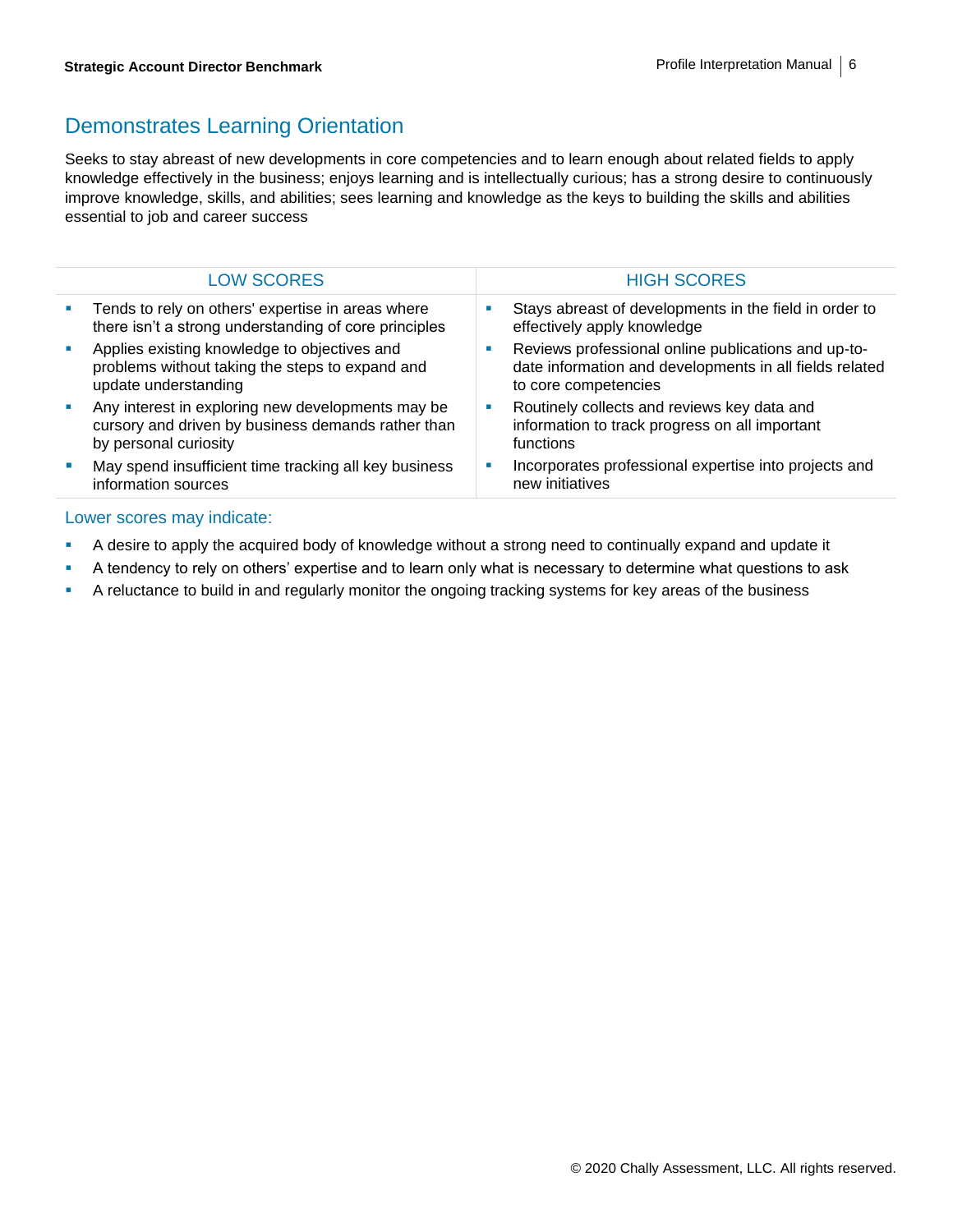## Demonstrates Learning Orientation

Seeks to stay abreast of new developments in core competencies and to learn enough about related fields to apply knowledge effectively in the business; enjoys learning and is intellectually curious; has a strong desire to continuously improve knowledge, skills, and abilities; sees learning and knowledge as the keys to building the skills and abilities essential to job and career success

| LOW SCORES | HIGH SCORES |
| --- | --- |
| ▪ Tends to rely on others' expertise in areas where there isn't a strong understanding of core principles<br>▪ Applies existing knowledge to objectives and problems without taking the steps to expand and update understanding<br>▪ Any interest in exploring new developments may be cursory and driven by business demands rather than by personal curiosity<br>▪ May spend insufficient time tracking all key business information sources | ▪ Stays abreast of developments in the field in order to effectively apply knowledge<br>▪ Reviews professional online publications and up-to-date information and developments in all fields related to core competencies<br>▪ Routinely collects and reviews key data and information to track progress on all important functions<br>▪ Incorporates professional expertise into projects and new initiatives |

### Lower scores may indicate:

- A desire to apply the acquired body of knowledge without a strong need to continually expand and update it
- A tendency to rely on others' expertise and to learn only what is necessary to determine what questions to ask
- A reluctance to build in and regularly monitor the ongoing tracking systems for key areas of the business

© 2020 Chally Assessment, LLC. All rights reserved.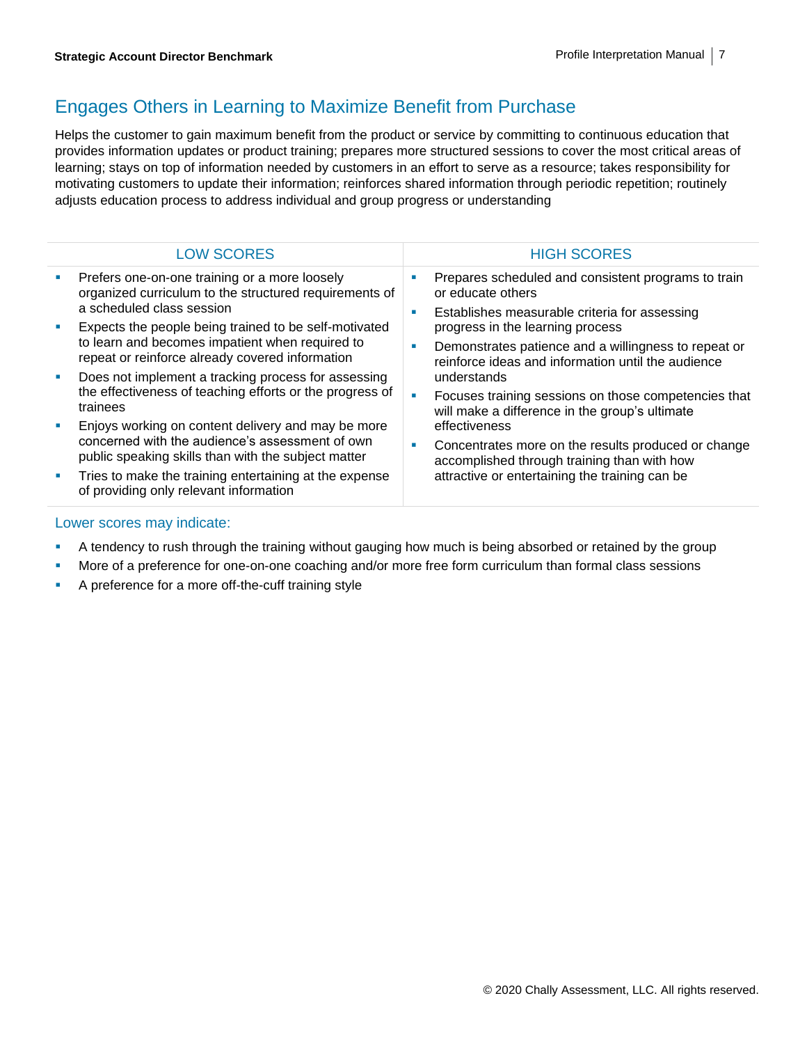## Engages Others in Learning to Maximize Benefit from Purchase

Helps the customer to gain maximum benefit from the product or service by committing to continuous education that provides information updates or product training; prepares more structured sessions to cover the most critical areas of learning; stays on top of information needed by customers in an effort to serve as a resource; takes responsibility for motivating customers to update their information; reinforces shared information through periodic repetition; routinely adjusts education process to address individual and group progress or understanding

| LOW SCORES | HIGH SCORES |
| --- | --- |
| ▪ Prefers one-on-one training or a more loosely organized curriculum to the structured requirements of a scheduled class session<br>▪ Expects the people being trained to be self-motivated to learn and becomes impatient when required to repeat or reinforce already covered information<br>▪ Does not implement a tracking process for assessing the effectiveness of teaching efforts or the progress of trainees<br>▪ Enjoys working on content delivery and may be more concerned with the audience's assessment of own public speaking skills than with the subject matter<br>▪ Tries to make the training entertaining at the expense of providing only relevant information | ▪ Prepares scheduled and consistent programs to train or educate others<br>▪ Establishes measurable criteria for assessing progress in the learning process<br>▪ Demonstrates patience and a willingness to repeat or reinforce ideas and information until the audience understands<br>▪ Focuses training sessions on those competencies that will make a difference in the group's ultimate effectiveness<br>▪ Concentrates more on the results produced or change accomplished through training than with how attractive or entertaining the training can be |

### Lower scores may indicate:

- A tendency to rush through the training without gauging how much is being absorbed or retained by the group
- More of a preference for one-on-one coaching and/or more free form curriculum than formal class sessions
- A preference for a more off-the-cuff training style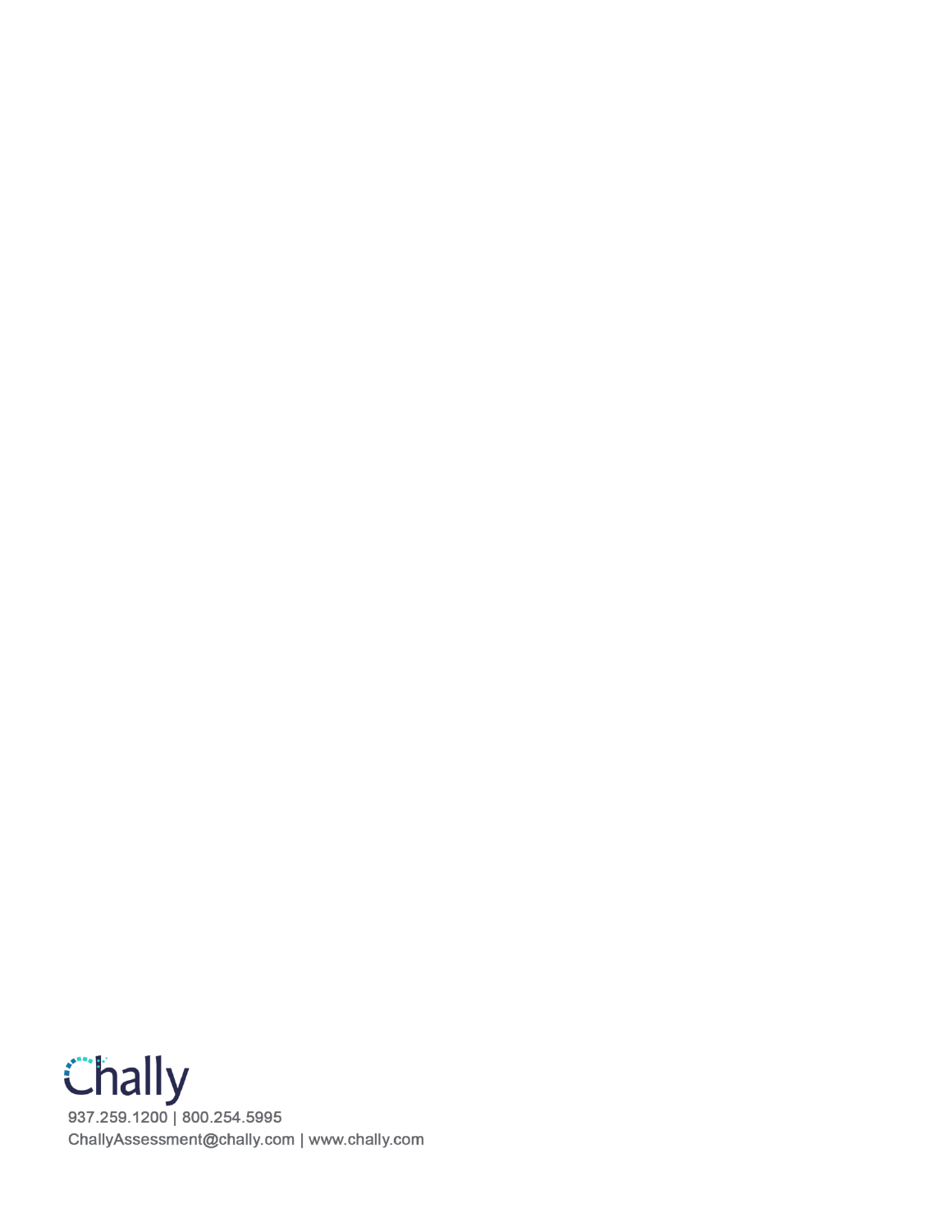Chally

937.259.1200 | 800.254.5995

ChallyAssessment@chally.com | www.chally.com